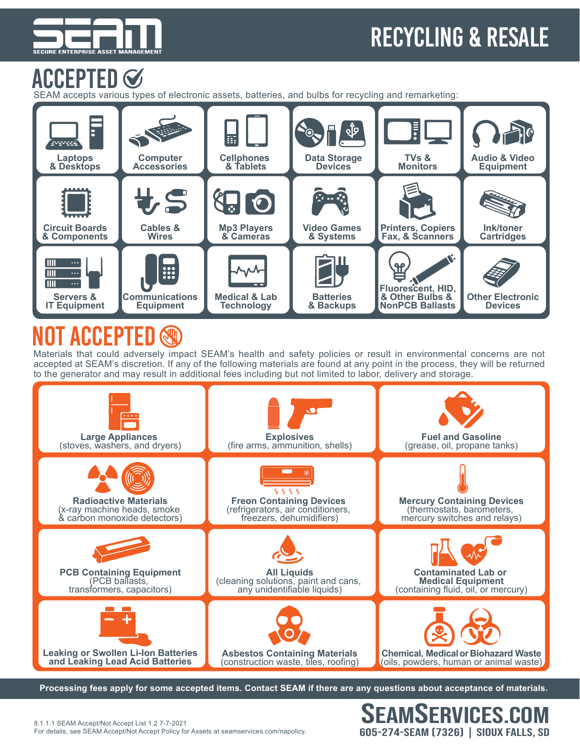# SEAM

SECURE ENTERPRISE ASSET MANAGEMENT

# RECYCLING & RESALE

## ACCEPTED

SEAM accepts various types of electronic assets, batteries, and bulbs for recycling and remarketing:

- Laptops & Desktops
- Computer Accessories
- Cellphones & Tablets
- Data Storage Devices
- TVs & Monitors
- Audio & Video Equipment
- Circuit Boards & Components
- Cables & Wires
- Mp3 Players & Cameras
- Video Games & Systems
- Printers, Copiers Fax, & Scanners
- Ink/toner Cartridges
- Servers & IT Equipment
- Communications Equipment
- Medical & Lab Technology
- Batteries & Backups
- Fluorescent, HID, & Other Bulbs & NonPCB Ballasts
- Other Electronic Devices

## NOT ACCEPTED

Materials that could adversely impact SEAM's health and safety policies or result in environmental concerns are not accepted at SEAM's discretion. If any of the following materials are found at any point in the process, they will be returned to the generator and may result in additional fees including but not limited to labor, delivery and storage.

- **Large Appliances** (stoves, washers, and dryers)
- **Explosives** (fire arms, ammunition, shells)
- **Fuel and Gasoline** (grease, oil, propane tanks)
- **Radioactive Materials** (x-ray machine heads, smoke & carbon monoxide detectors)
- **Freon Containing Devices** (refrigerators, air conditioners, freezers, dehumidifiers)
- **Mercury Containing Devices** (thermostats, barometers, mercury switches and relays)
- **PCB Containing Equipment** (PCB ballasts, transformers, capacitors)
- **All Liquids** (cleaning solutions, paint and cans, any unidentifiable liquids)
- **Contaminated Lab or Medical Equipment** (containing fluid, oil, or mercury)
- **Leaking or Swollen Li-Ion Batteries and Leaking Lead Acid Batteries**
- **Asbestos Containing Materials** (construction waste, tiles, roofing)
- **Chemical, Medical or Biohazard Waste** (oils, powders, human or animal waste)

**Processing fees apply for some accepted items. Contact SEAM if there are any questions about acceptance of materials.**

8.1.1.1 SEAM Accept/Not Accept List 1.2 7-7-2021
For details, see SEAM Accept/Not Accept Policy for Assets at seamservices.com/napolicy.

**SEAMSERVICES.COM**
605-274-SEAM (7326) | SIOUX FALLS, SD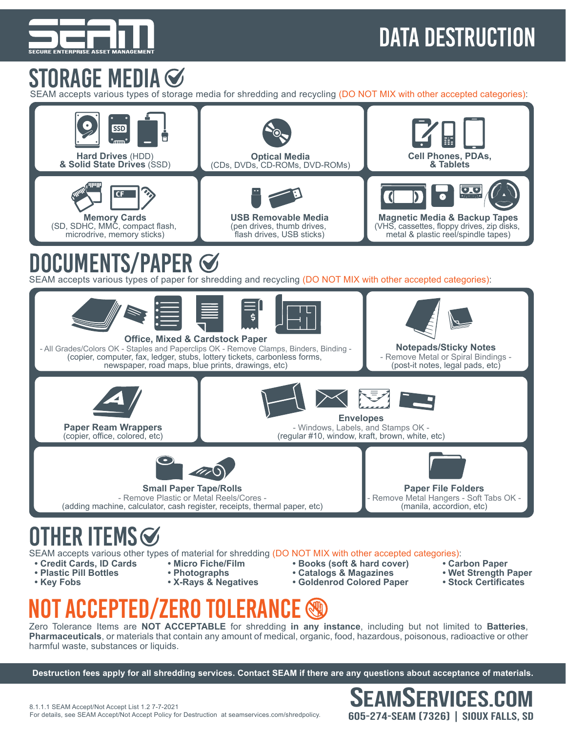SEAM
SECURE ENTERPRISE ASSET MANAGEMENT

# DATA DESTRUCTION

## STORAGE MEDIA ✓

SEAM accepts various types of storage media for shredding and recycling (DO NOT MIX with other accepted categories):

**Hard Drives** (HDD)
**& Solid State Drives** (SSD)

**Optical Media**
(CDs, DVDs, CD-ROMs, DVD-ROMs)

**Cell Phones, PDAs, & Tablets**

**Memory Cards**
(SD, SDHC, MMC, compact flash, microdrive, memory sticks)

**USB Removable Media**
(pen drives, thumb drives, flash drives, USB sticks)

**Magnetic Media & Backup Tapes**
(VHS, cassettes, floppy drives, zip disks, metal & plastic reel/spindle tapes)

## DOCUMENTS/PAPER ✓

SEAM accepts various types of paper for shredding and recycling (DO NOT MIX with other accepted categories):

**Office, Mixed & Cardstock Paper**
- All Grades/Colors OK - Staples and Paperclips OK - Remove Clamps, Binders, Binding -
(copier, computer, fax, ledger, stubs, lottery tickets, carbonless forms, newspaper, road maps, blue prints, drawings, etc)

**Notepads/Sticky Notes**
- Remove Metal or Spiral Bindings -
(post-it notes, legal pads, etc)

**Paper Ream Wrappers**
(copier, office, colored, etc)

**Envelopes**
- Windows, Labels, and Stamps OK -
(regular #10, window, kraft, brown, white, etc)

**Small Paper Tape/Rolls**
- Remove Plastic or Metal Reels/Cores -
(adding machine, calculator, cash register, receipts, thermal paper, etc)

**Paper File Folders**
- Remove Metal Hangers - Soft Tabs OK -
(manila, accordion, etc)

## OTHER ITEMS ✓

SEAM accepts various other types of material for shredding (DO NOT MIX with other accepted categories):

- **Credit Cards, ID Cards**
- **Plastic Pill Bottles**
- **Key Fobs**
- **Micro Fiche/Film**
- **Photographs**
- **X-Rays & Negatives**
- **Books (soft & hard cover)**
- **Catalogs & Magazines**
- **Goldenrod Colored Paper**
- **Carbon Paper**
- **Wet Strength Paper**
- **Stock Certificates**

## NOT ACCEPTED/ZERO TOLERANCE

Zero Tolerance Items are **NOT ACCEPTABLE** for shredding **in any instance**, including but not limited to **Batteries**, **Pharmaceuticals**, or materials that contain any amount of medical, organic, food, hazardous, poisonous, radioactive or other harmful waste, substances or liquids.

**Destruction fees apply for all shredding services. Contact SEAM if there are any questions about acceptance of materials.**

8.1.1.1 SEAM Accept/Not Accept List 1.2 7-7-2021
For details, see SEAM Accept/Not Accept Policy for Destruction at seamservices.com/shredpolicy.

**SEAMSERVICES.COM**
**605-274-SEAM (7326) | SIOUX FALLS, SD**